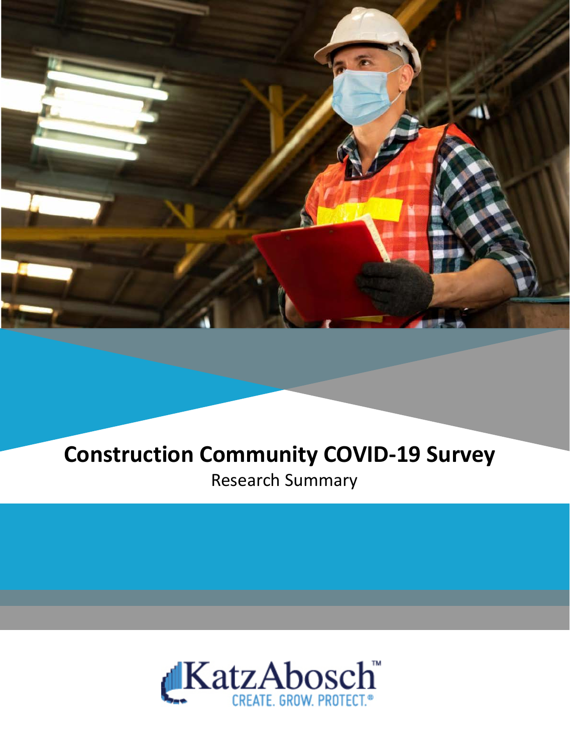# Construction Community COVID-19 Survey

Research Summary

KatzAbosch™

CREATE. GROW. PROTECT.®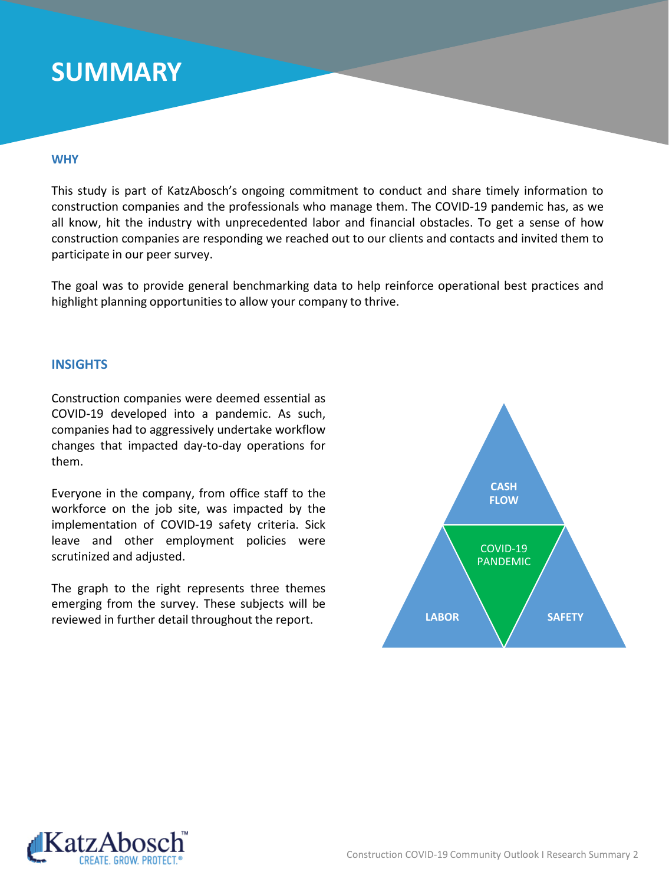# SUMMARY

## WHY

This study is part of KatzAbosch's ongoing commitment to conduct and share timely information to construction companies and the professionals who manage them. The COVID-19 pandemic has, as we all know, hit the industry with unprecedented labor and financial obstacles. To get a sense of how construction companies are responding we reached out to our clients and contacts and invited them to participate in our peer survey.

The goal was to provide general benchmarking data to help reinforce operational best practices and highlight planning opportunities to allow your company to thrive.

## INSIGHTS

Construction companies were deemed essential as COVID-19 developed into a pandemic. As such, companies had to aggressively undertake workflow changes that impacted day-to-day operations for them.

Everyone in the company, from office staff to the workforce on the job site, was impacted by the implementation of COVID-19 safety criteria. Sick leave and other employment policies were scrutinized and adjusted.

The graph to the right represents three themes emerging from the survey. These subjects will be reviewed in further detail throughout the report.

CASH FLOW

COVID-19 PANDEMIC

LABOR

SAFETY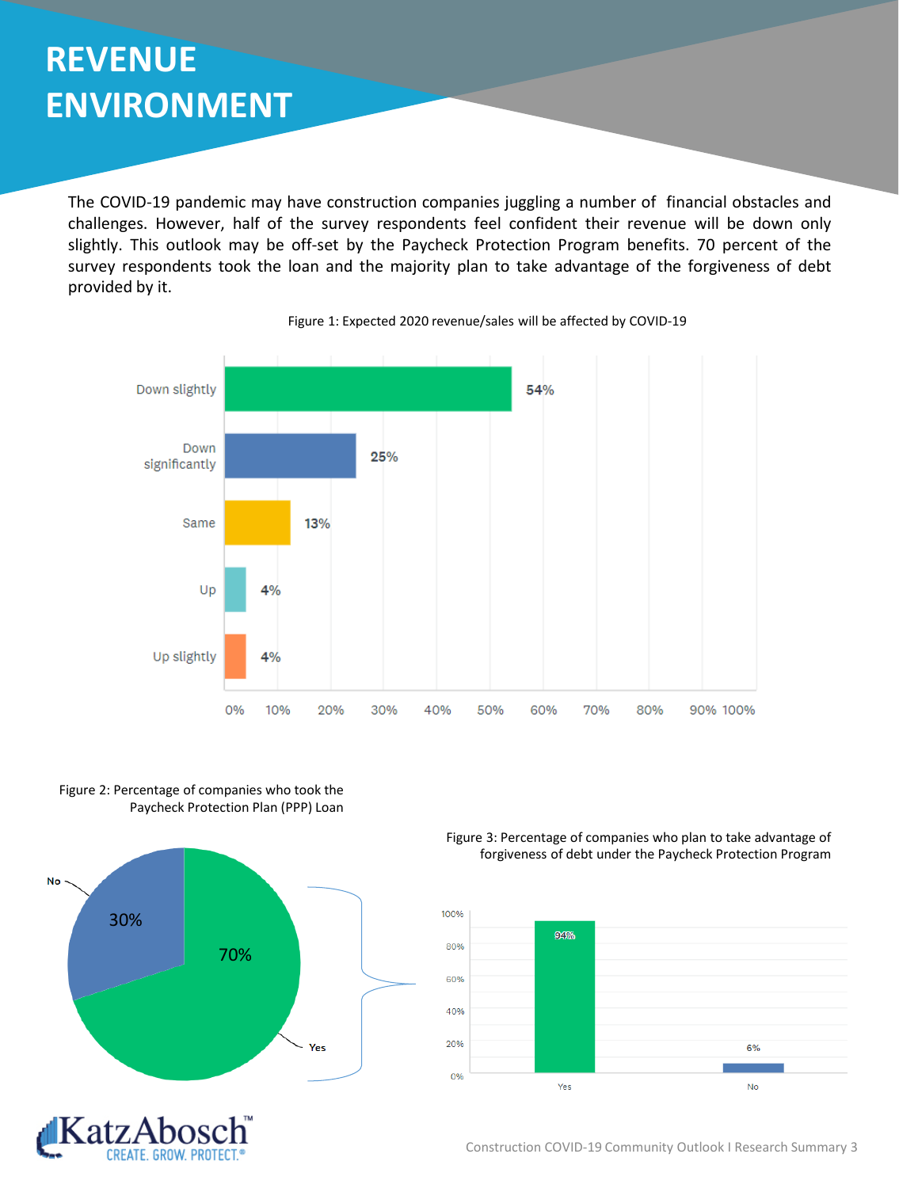# REVENUE ENVIRONMENT

The COVID-19 pandemic may have construction companies juggling a number of financial obstacles and challenges. However, half of the survey respondents feel confident their revenue will be down only slightly. This outlook may be off-set by the Paycheck Protection Program benefits. 70 percent of the survey respondents took the loan and the majority plan to take advantage of the forgiveness of debt provided by it.

Figure 1: Expected 2020 revenue/sales will be affected by COVID-19

| Response | Percentage |
|---|---|
| Down slightly | 54% |
| Down significantly | 25% |
| Same | 13% |
| Up | 4% |
| Up slightly | 4% |

Figure 2: Percentage of companies who took the Paycheck Protection Plan (PPP) Loan

| Response | Percentage |
|---|---|
| Yes | 70% |
| No | 30% |

Figure 3: Percentage of companies who plan to take advantage of forgiveness of debt under the Paycheck Protection Program

| Response | Percentage |
|---|---|
| Yes | 94% |
| No | 6% |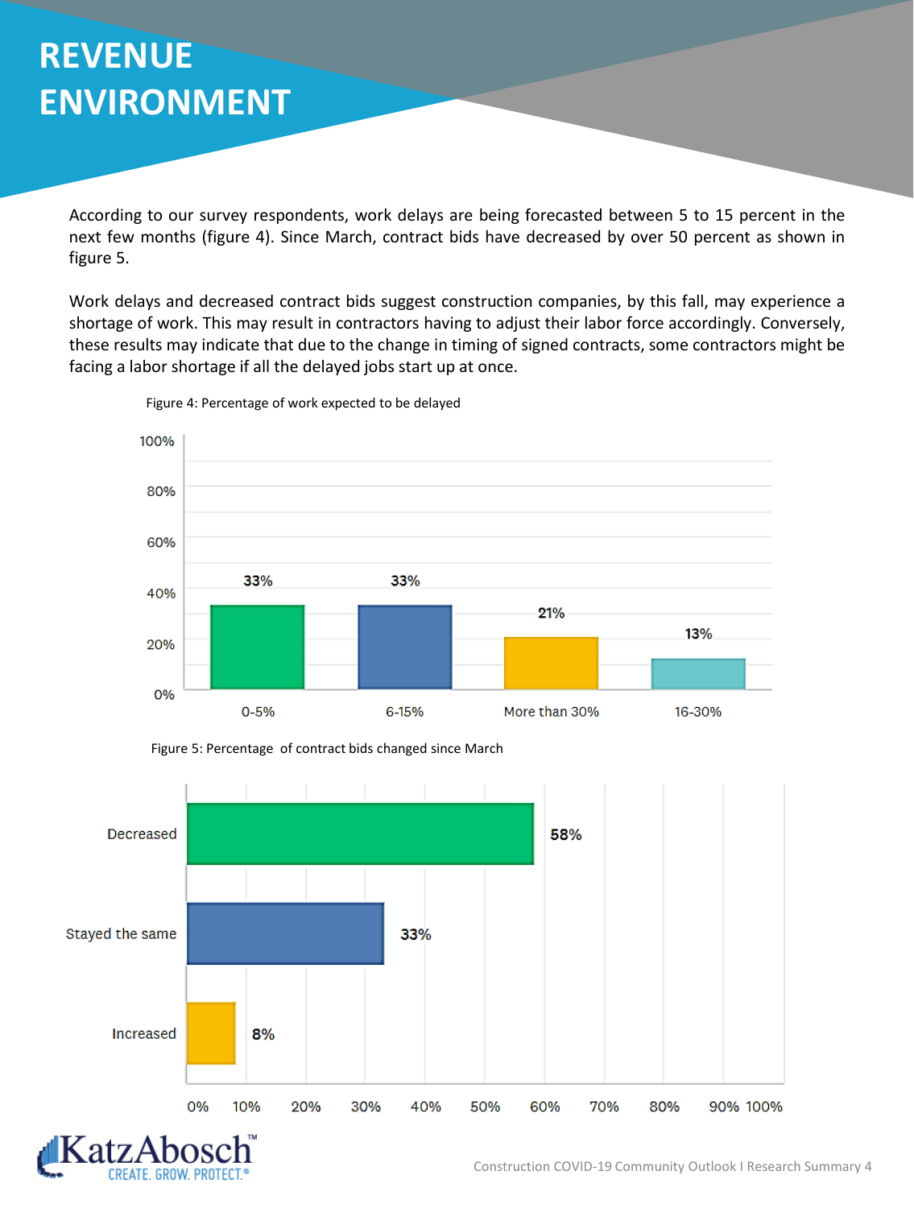# REVENUE ENVIRONMENT

According to our survey respondents, work delays are being forecasted between 5 to 15 percent in the next few months (figure 4). Since March, contract bids have decreased by over 50 percent as shown in figure 5.

Work delays and decreased contract bids suggest construction companies, by this fall, may experience a shortage of work. This may result in contractors having to adjust their labor force accordingly. Conversely, these results may indicate that due to the change in timing of signed contracts, some contractors might be facing a labor shortage if all the delayed jobs start up at once.

Figure 4: Percentage of work expected to be delayed

| Work expected to be delayed | Percentage |
|---|---|
| 0-5% | 33% |
| 6-15% | 33% |
| More than 30% | 21% |
| 16-30% | 13% |

Figure 5: Percentage of contract bids changed since March

| Contract bids | Percentage |
|---|---|
| Decreased | 58% |
| Stayed the same | 33% |
| Increased | 8% |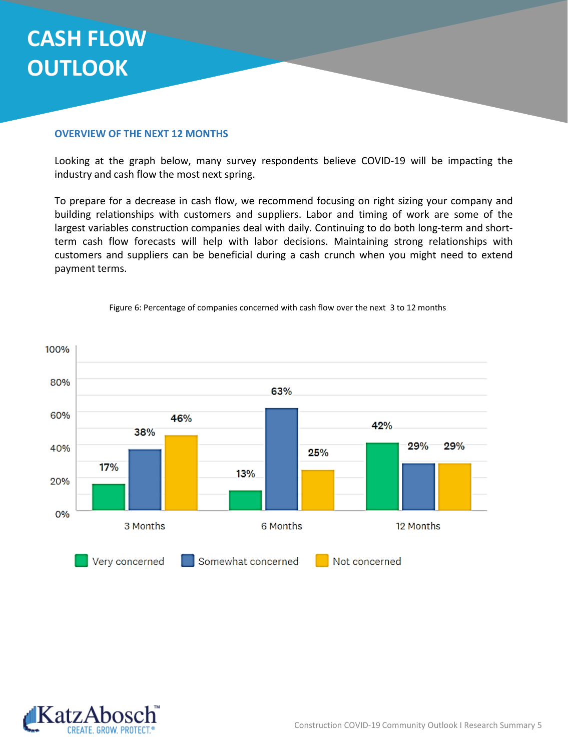# CASH FLOW OUTLOOK

## OVERVIEW OF THE NEXT 12 MONTHS

Looking at the graph below, many survey respondents believe COVID-19 will be impacting the industry and cash flow the most next spring.

To prepare for a decrease in cash flow, we recommend focusing on right sizing your company and building relationships with customers and suppliers. Labor and timing of work are some of the largest variables construction companies deal with daily. Continuing to do both long-term and short-term cash flow forecasts will help with labor decisions. Maintaining strong relationships with customers and suppliers can be beneficial during a cash crunch when you might need to extend payment terms.

Figure 6: Percentage of companies concerned with cash flow over the next 3 to 12 months

| | Very concerned | Somewhat concerned | Not concerned |
|---|---|---|---|
| 3 Months | 17% | 38% | 46% |
| 6 Months | 13% | 63% | 25% |
| 12 Months | 42% | 29% | 29% |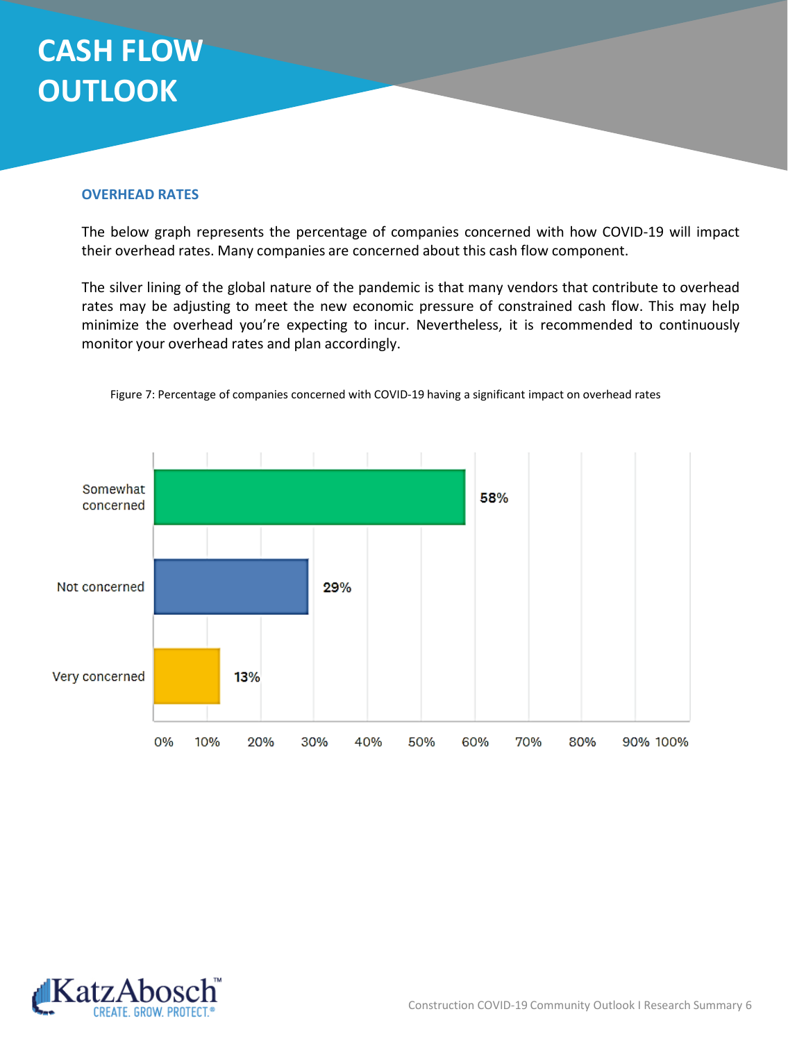# CASH FLOW OUTLOOK

### OVERHEAD RATES

The below graph represents the percentage of companies concerned with how COVID-19 will impact their overhead rates. Many companies are concerned about this cash flow component.

The silver lining of the global nature of the pandemic is that many vendors that contribute to overhead rates may be adjusting to meet the new economic pressure of constrained cash flow. This may help minimize the overhead you're expecting to incur. Nevertheless, it is recommended to continuously monitor your overhead rates and plan accordingly.

Figure 7: Percentage of companies concerned with COVID-19 having a significant impact on overhead rates

| Response | Percentage |
| --- | --- |
| Somewhat concerned | 58% |
| Not concerned | 29% |
| Very concerned | 13% |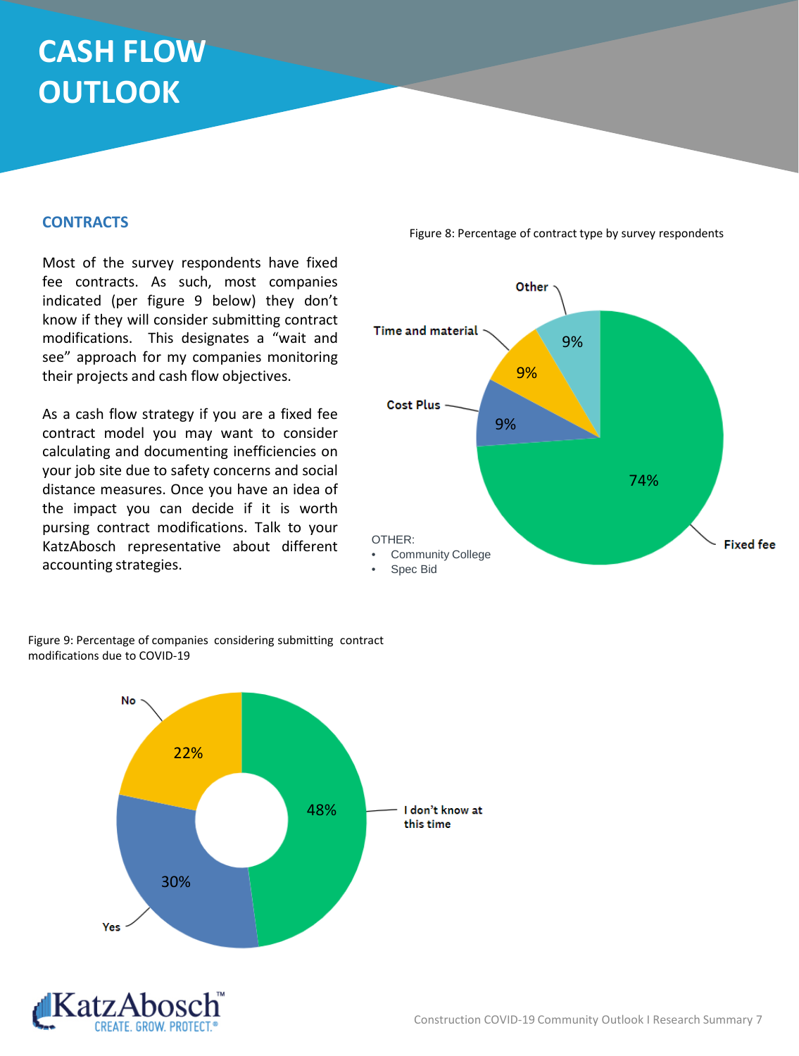# CASH FLOW OUTLOOK

## CONTRACTS

Most of the survey respondents have fixed fee contracts. As such, most companies indicated (per figure 9 below) they don't know if they will consider submitting contract modifications. This designates a "wait and see" approach for my companies monitoring their projects and cash flow objectives.

As a cash flow strategy if you are a fixed fee contract model you may want to consider calculating and documenting inefficiencies on your job site due to safety concerns and social distance measures. Once you have an idea of the impact you can decide if it is worth pursing contract modifications. Talk to your KatzAbosch representative about different accounting strategies.

Figure 8: Percentage of contract type by survey respondents

| Contract type | Percentage |
|---|---|
| Fixed fee | 74% |
| Cost Plus | 9% |
| Time and material | 9% |
| Other | 9% |

OTHER:
- Community College
- Spec Bid

Figure 9: Percentage of companies considering submitting contract modifications due to COVID-19

| Response | Percentage |
|---|---|
| I don't know at this time | 48% |
| Yes | 30% |
| No | 22% |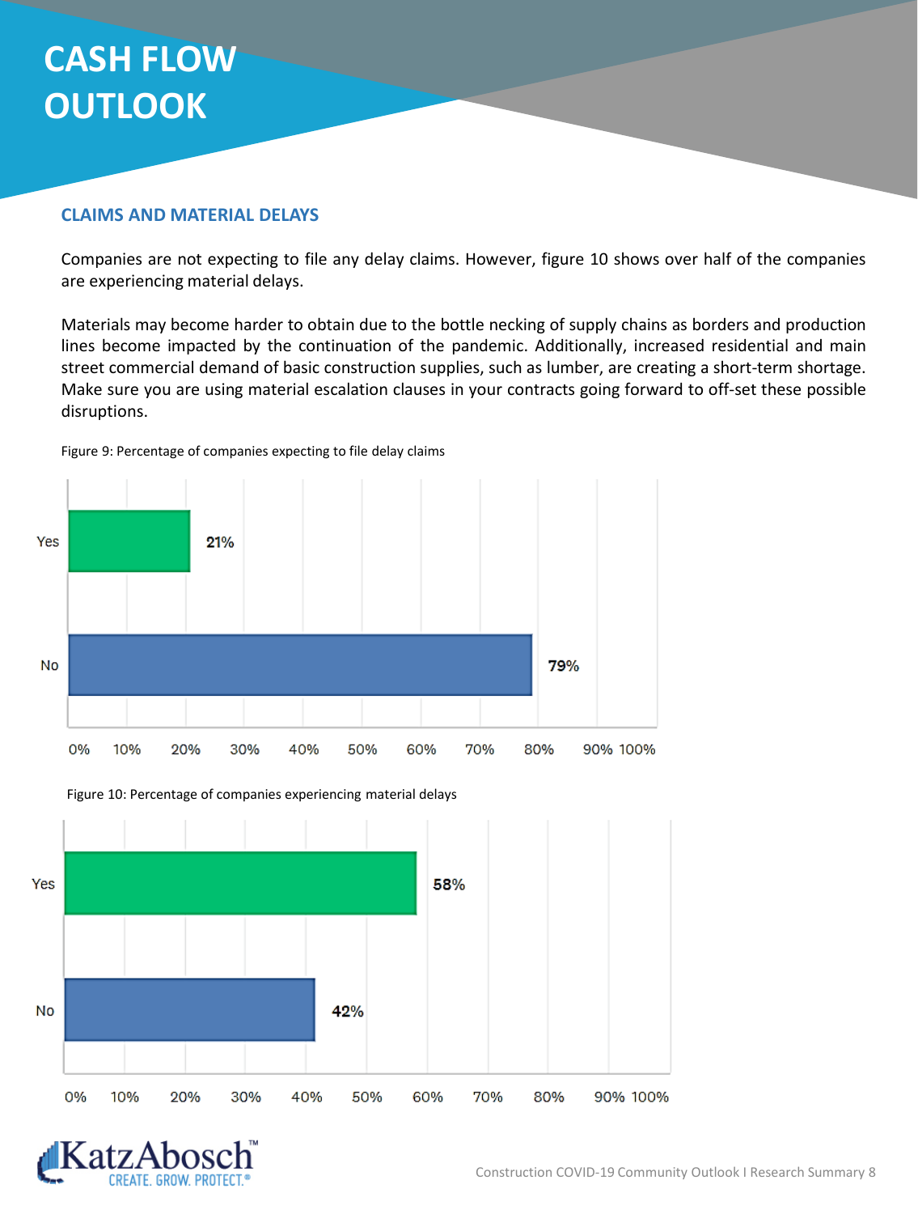# CASH FLOW OUTLOOK

## CLAIMS AND MATERIAL DELAYS

Companies are not expecting to file any delay claims. However, figure 10 shows over half of the companies are experiencing material delays.

Materials may become harder to obtain due to the bottle necking of supply chains as borders and production lines become impacted by the continuation of the pandemic. Additionally, increased residential and main street commercial demand of basic construction supplies, such as lumber, are creating a short-term shortage. Make sure you are using material escalation clauses in your contracts going forward to off-set these possible disruptions.

Figure 9: Percentage of companies expecting to file delay claims

| Response | Percentage |
| --- | --- |
| Yes | 21% |
| No | 79% |

Figure 10: Percentage of companies experiencing material delays

| Response | Percentage |
| --- | --- |
| Yes | 58% |
| No | 42% |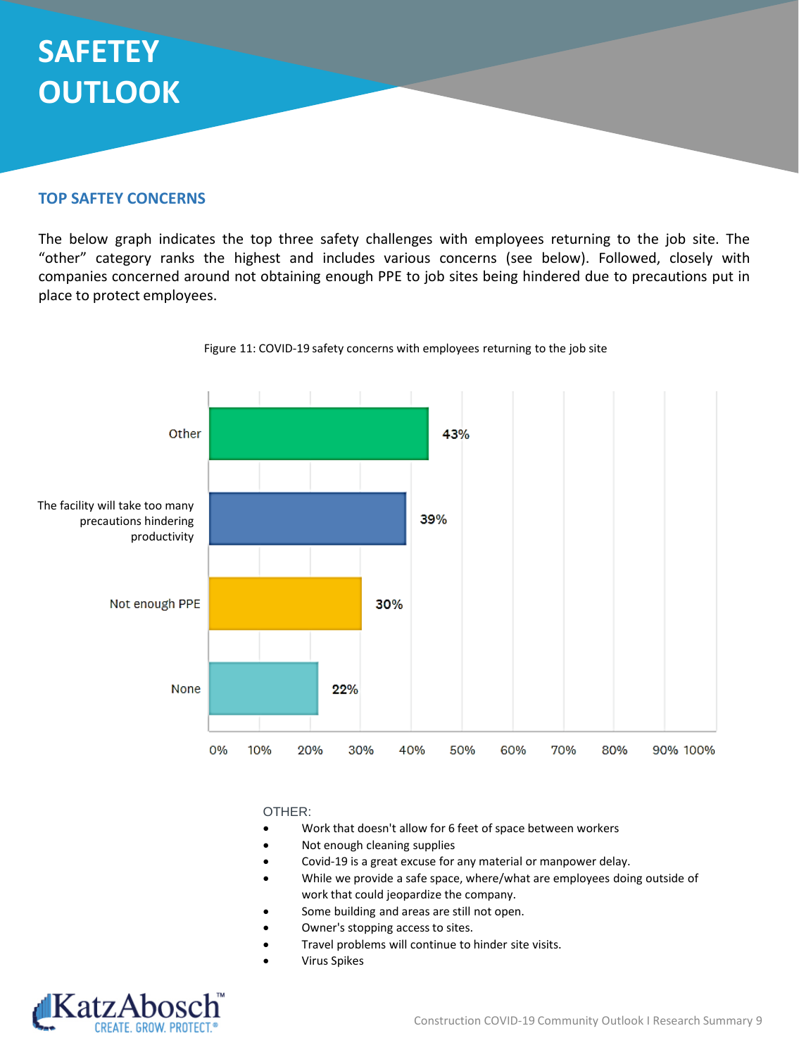# SAFETEY OUTLOOK

## TOP SAFTEY CONCERNS

The below graph indicates the top three safety challenges with employees returning to the job site. The "other" category ranks the highest and includes various concerns (see below). Followed, closely with companies concerned around not obtaining enough PPE to job sites being hindered due to precautions put in place to protect employees.

Figure 11: COVID-19 safety concerns with employees returning to the job site

| Concern | Percentage |
|---|---|
| Other | 43% |
| The facility will take too many precautions hindering productivity | 39% |
| Not enough PPE | 30% |
| None | 22% |

OTHER:

- Work that doesn't allow for 6 feet of space between workers
- Not enough cleaning supplies
- Covid-19 is a great excuse for any material or manpower delay.
- While we provide a safe space, where/what are employees doing outside of work that could jeopardize the company.
- Some building and areas are still not open.
- Owner's stopping access to sites.
- Travel problems will continue to hinder site visits.
- Virus Spikes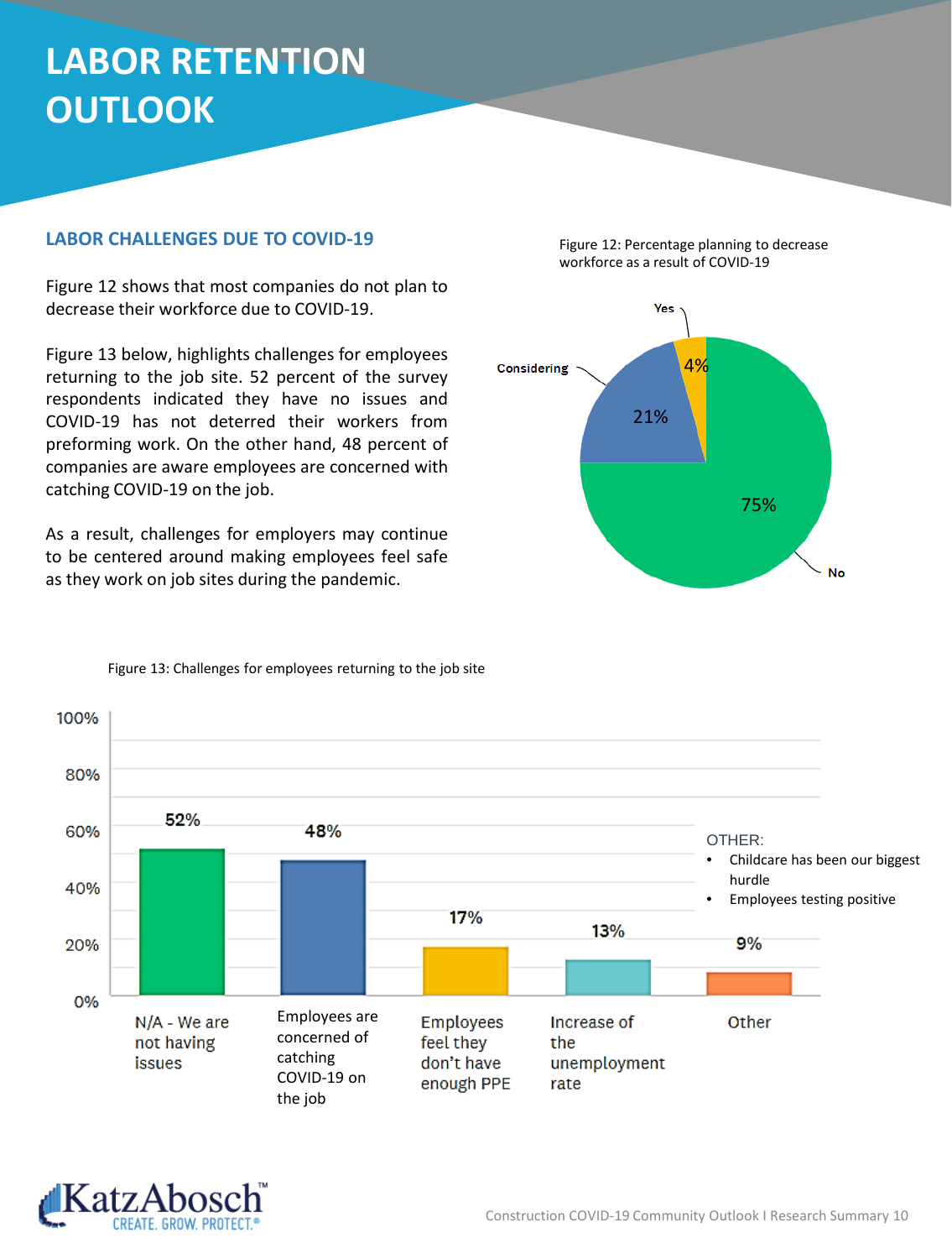# LABOR RETENTION OUTLOOK

## LABOR CHALLENGES DUE TO COVID-19

Figure 12 shows that most companies do not plan to decrease their workforce due to COVID-19.

Figure 13 below, highlights challenges for employees returning to the job site. 52 percent of the survey respondents indicated they have no issues and COVID-19 has not deterred their workers from preforming work. On the other hand, 48 percent of companies are aware employees are concerned with catching COVID-19 on the job.

As a result, challenges for employers may continue to be centered around making employees feel safe as they work on job sites during the pandemic.

Figure 12: Percentage planning to decrease workforce as a result of COVID-19

| Response | Percentage |
|---|---|
| Yes | 4% |
| Considering | 21% |
| No | 75% |

Figure 13: Challenges for employees returning to the job site

| Challenge | Percentage |
|---|---|
| N/A - We are not having issues | 52% |
| Employees are concerned of catching COVID-19 on the job | 48% |
| Employees feel they don't have enough PPE | 17% |
| Increase of the unemployment rate | 13% |
| Other | 9% |

OTHER:

- Childcare has been our biggest hurdle
- Employees testing positive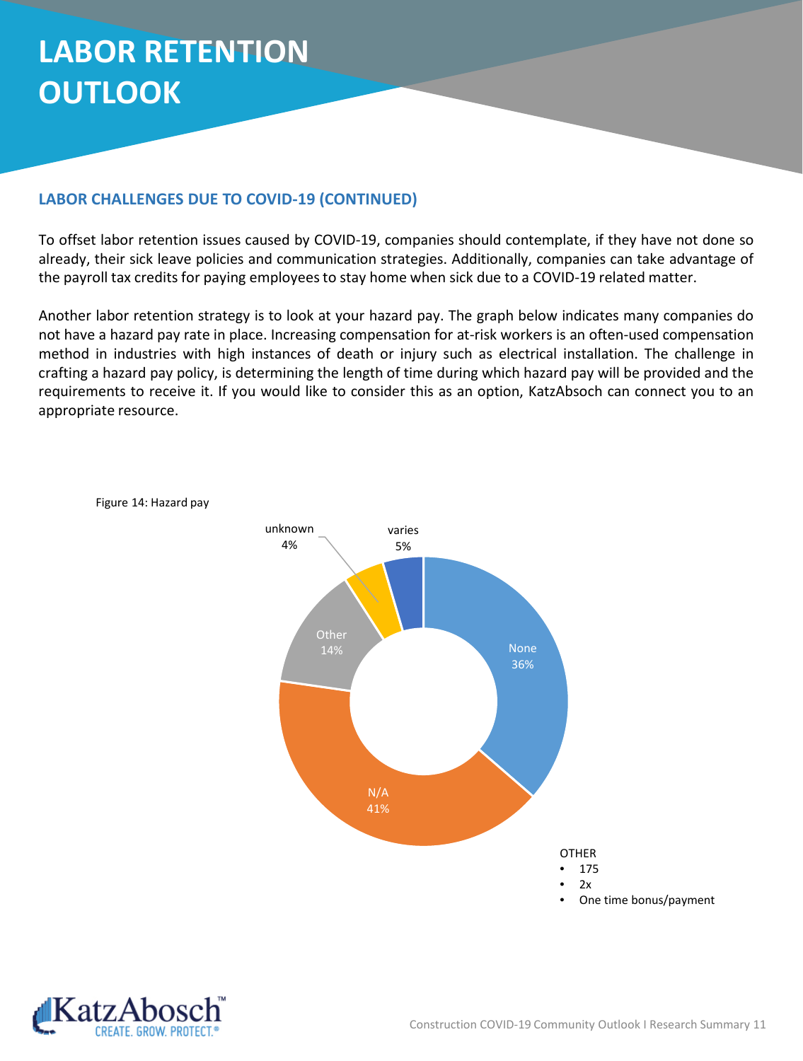# LABOR RETENTION OUTLOOK

## LABOR CHALLENGES DUE TO COVID-19 (CONTINUED)

To offset labor retention issues caused by COVID-19, companies should contemplate, if they have not done so already, their sick leave policies and communication strategies. Additionally, companies can take advantage of the payroll tax credits for paying employees to stay home when sick due to a COVID-19 related matter.

Another labor retention strategy is to look at your hazard pay. The graph below indicates many companies do not have a hazard pay rate in place. Increasing compensation for at-risk workers is an often-used compensation method in industries with high instances of death or injury such as electrical installation. The challenge in crafting a hazard pay policy, is determining the length of time during which hazard pay will be provided and the requirements to receive it. If you would like to consider this as an option, KatzAbosch can connect you to an appropriate resource.

Figure 14: Hazard pay

| Response | Percentage |
| --- | --- |
| None | 36% |
| N/A | 41% |
| Other | 14% |
| unknown | 4% |
| varies | 5% |

OTHER
- 175
- 2x
- One time bonus/payment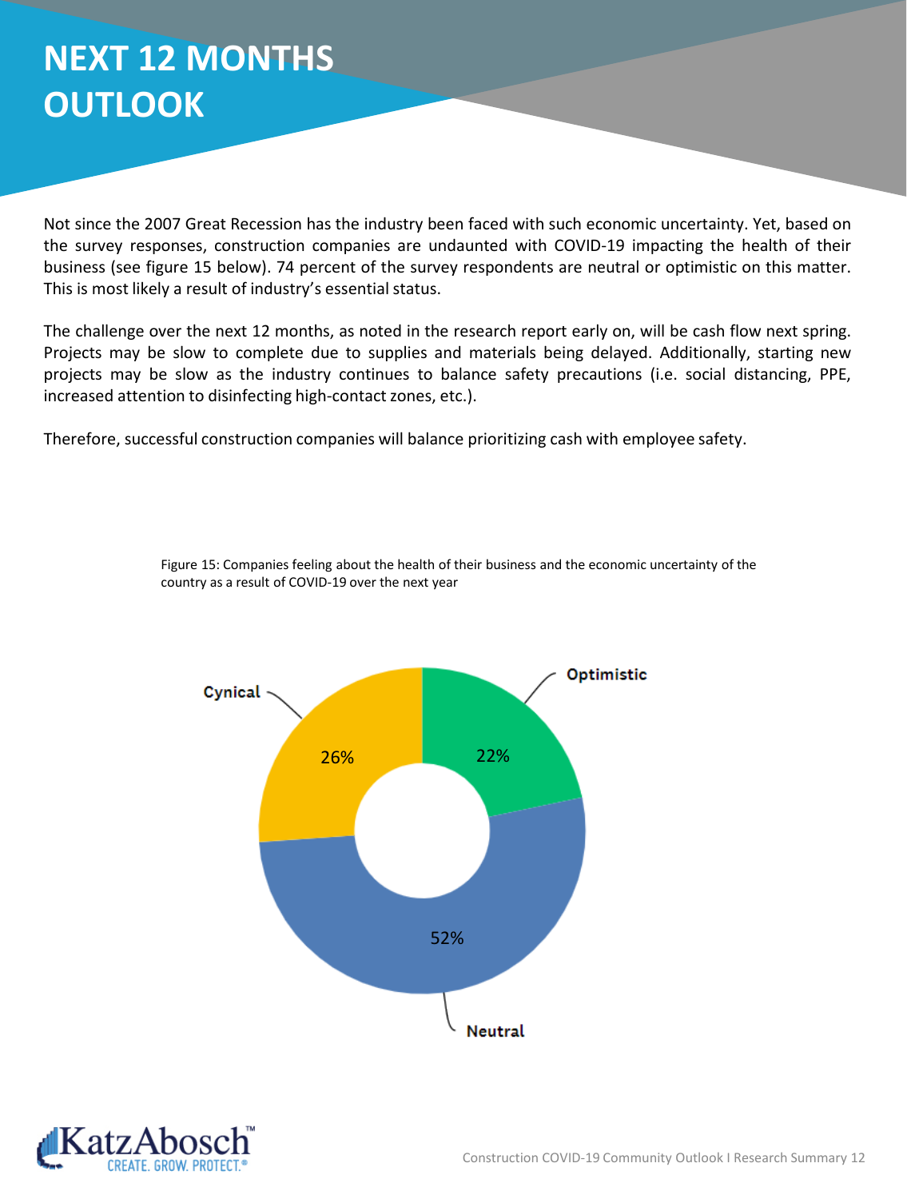# NEXT 12 MONTHS OUTLOOK

Not since the 2007 Great Recession has the industry been faced with such economic uncertainty. Yet, based on the survey responses, construction companies are undaunted with COVID-19 impacting the health of their business (see figure 15 below). 74 percent of the survey respondents are neutral or optimistic on this matter. This is most likely a result of industry's essential status.

The challenge over the next 12 months, as noted in the research report early on, will be cash flow next spring. Projects may be slow to complete due to supplies and materials being delayed. Additionally, starting new projects may be slow as the industry continues to balance safety precautions (i.e. social distancing, PPE, increased attention to disinfecting high-contact zones, etc.).

Therefore, successful construction companies will balance prioritizing cash with employee safety.

Figure 15: Companies feeling about the health of their business and the economic uncertainty of the country as a result of COVID-19 over the next year

| Feeling | Percentage |
| --- | --- |
| Optimistic | 22% |
| Neutral | 52% |
| Cynical | 26% |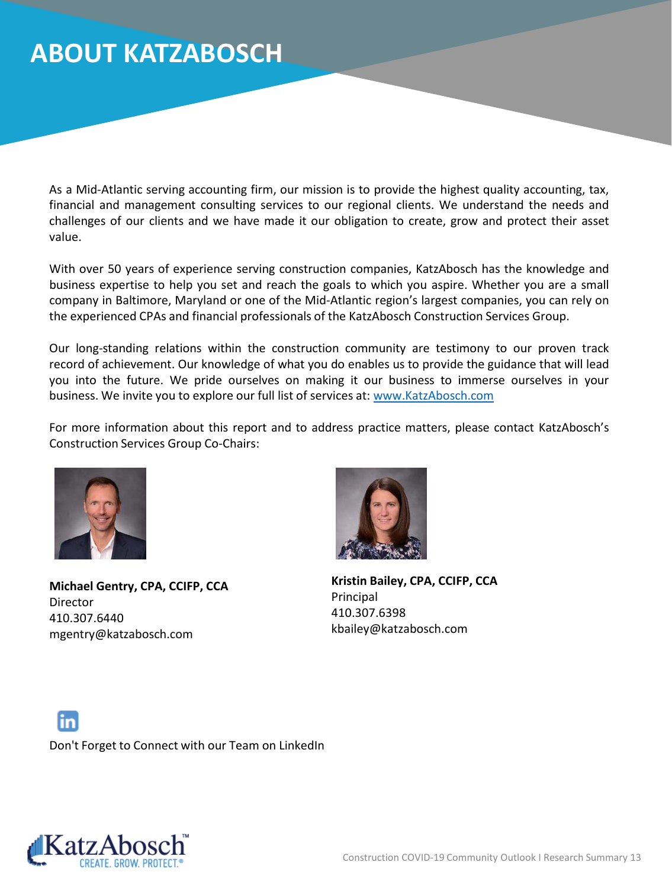# ABOUT KATZABOSCH

As a Mid-Atlantic serving accounting firm, our mission is to provide the highest quality accounting, tax, financial and management consulting services to our regional clients. We understand the needs and challenges of our clients and we have made it our obligation to create, grow and protect their asset value.

With over 50 years of experience serving construction companies, KatzAbosch has the knowledge and business expertise to help you set and reach the goals to which you aspire. Whether you are a small company in Baltimore, Maryland or one of the Mid-Atlantic region's largest companies, you can rely on the experienced CPAs and financial professionals of the KatzAbosch Construction Services Group.

Our long-standing relations within the construction community are testimony to our proven track record of achievement. Our knowledge of what you do enables us to provide the guidance that will lead you into the future. We pride ourselves on making it our business to immerse ourselves in your business. We invite you to explore our full list of services at: [www.KatzAbosch.com](http://www.KatzAbosch.com)

For more information about this report and to address practice matters, please contact KatzAbosch's Construction Services Group Co-Chairs:

**Michael Gentry, CPA, CCIFP, CCA**
Director
410.307.6440
mgentry@katzabosch.com

**Kristin Bailey, CPA, CCIFP, CCA**
Principal
410.307.6398
kbailey@katzabosch.com

Don't Forget to Connect with our Team on LinkedIn

KatzAbosch™
CREATE. GROW. PROTECT.®